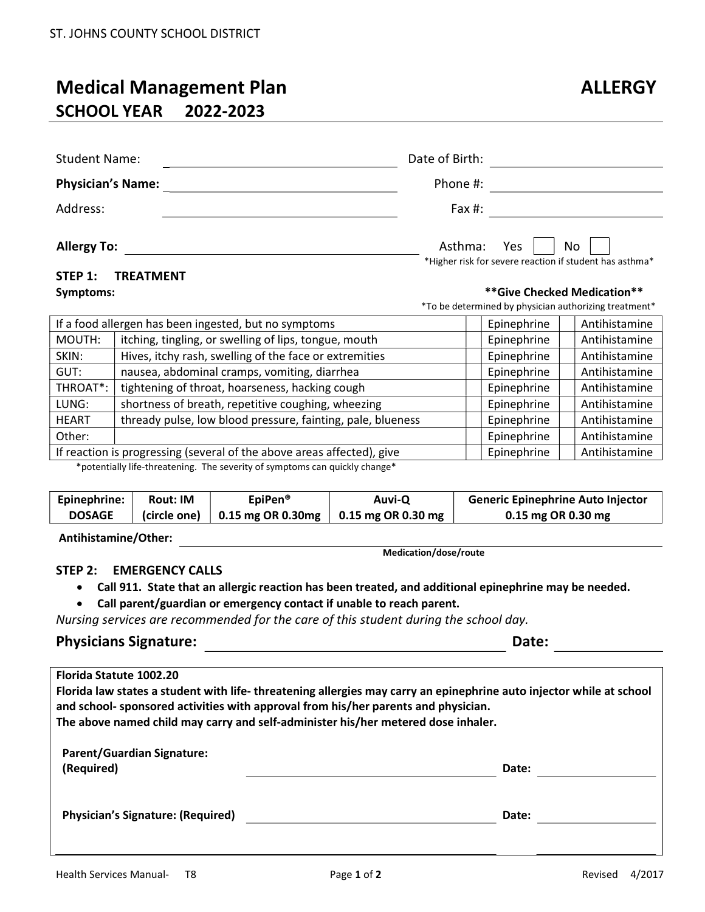ST. JOHNS COUNTY SCHOOL DISTRICT

# Medical Management Plan ALLERGY

## SCHOOL YEAR 2022-2023

Student Name: ______________________ Date of Birth: ______________________

**Physician's Name:** ______________________ Phone #: ______________________

Address: ______________________ Fax #: ______________________

**Allergy To:** ______________________ Asthma: Yes ☐ No ☐

*Higher risk for severe reaction if student has asthma*

### STEP 1: TREATMENT

**Symptoms:**

**\*\*Give Checked Medication\*\***

*To be determined by physician authorizing treatment*

| Symptom | | | | | |
|---|---|---|---|---|---|
| If a food allergen has been ingested, but no symptoms | | ☐ | Epinephrine | ☐ | Antihistamine |
| MOUTH: | itching, tingling, or swelling of lips, tongue, mouth | ☐ | Epinephrine | ☐ | Antihistamine |
| SKIN: | Hives, itchy rash, swelling of the face or extremities | ☐ | Epinephrine | ☐ | Antihistamine |
| GUT: | nausea, abdominal cramps, vomiting, diarrhea | ☐ | Epinephrine | ☐ | Antihistamine |
| THROAT*: | tightening of throat, hoarseness, hacking cough | ☐ | Epinephrine | ☐ | Antihistamine |
| LUNG: | shortness of breath, repetitive coughing, wheezing | ☐ | Epinephrine | ☐ | Antihistamine |
| HEART | thready pulse, low blood pressure, fainting, pale, blueness | ☐ | Epinephrine | ☐ | Antihistamine |
| Other: | | ☐ | Epinephrine | ☐ | Antihistamine |
| If reaction is progressing (several of the above areas affected), give | | ☐ | Epinephrine | ☐ | Antihistamine |

*potentially life-threatening. The severity of symptoms can quickly change*

| Epinephrine: DOSAGE | Rout: IM (circle one) | EpiPen® 0.15 mg OR 0.30mg | Auvi-Q 0.15 mg OR 0.30 mg | Generic Epinephrine Auto Injector 0.15 mg OR 0.30 mg |
|---|---|---|---|---|

**Antihistamine/Other:** ______________________

**Medication/dose/route**

### STEP 2: EMERGENCY CALLS

- **Call 911. State that an allergic reaction has been treated, and additional epinephrine may be needed.**
- **Call parent/guardian or emergency contact if unable to reach parent.**

*Nursing services are recommended for the care of this student during the school day.*

**Physicians Signature:** ______________________ **Date:** ____________

**Florida Statute 1002.20**

**Florida law states a student with life- threatening allergies may carry an epinephrine auto injector while at school and school- sponsored activities with approval from his/her parents and physician.**

**The above named child may carry and self-administer his/her metered dose inhaler.**

**Parent/Guardian Signature: (Required)** ______________________ **Date:** ____________

**Physician's Signature: (Required)** ______________________ **Date:** ____________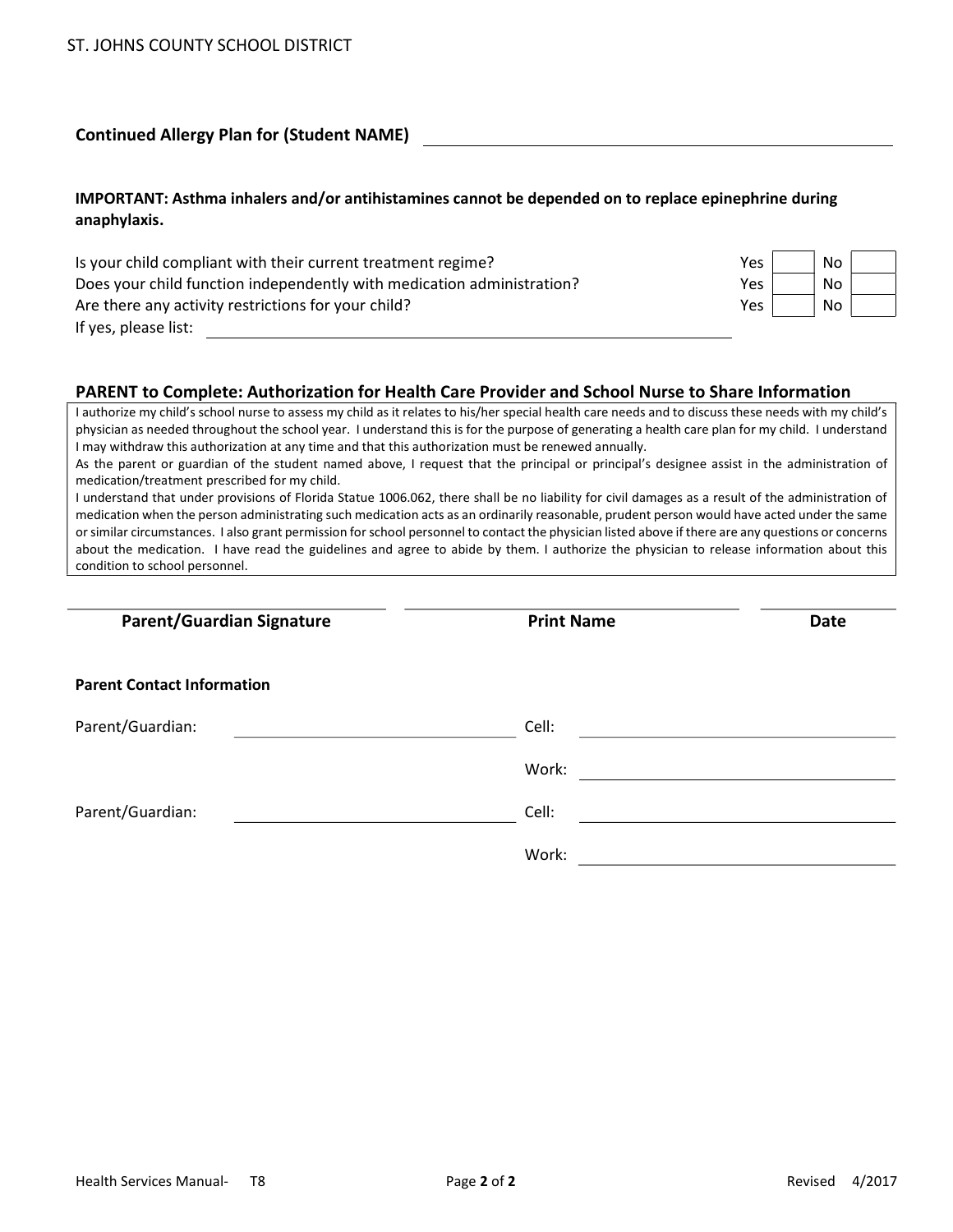**Continued Allergy Plan for (Student NAME)** ______________________________

**IMPORTANT: Asthma inhalers and/or antihistamines cannot be depended on to replace epinephrine during anaphylaxis.**

| | | | | |
|---|---|---|---|---|
| Is your child compliant with their current treatment regime? | Yes | | No | |
| Does your child function independently with medication administration? | Yes | | No | |
| Are there any activity restrictions for your child? | Yes | | No | |

If yes, please list: ______________________________

## PARENT to Complete: Authorization for Health Care Provider and School Nurse to Share Information

I authorize my child's school nurse to assess my child as it relates to his/her special health care needs and to discuss these needs with my child's physician as needed throughout the school year. I understand this is for the purpose of generating a health care plan for my child. I understand I may withdraw this authorization at any time and that this authorization must be renewed annually.

As the parent or guardian of the student named above, I request that the principal or principal's designee assist in the administration of medication/treatment prescribed for my child.

I understand that under provisions of Florida Statue 1006.062, there shall be no liability for civil damages as a result of the administration of medication when the person administrating such medication acts as an ordinarily reasonable, prudent person would have acted under the same or similar circumstances. I also grant permission for school personnel to contact the physician listed above if there are any questions or concerns about the medication. I have read the guidelines and agree to abide by them. I authorize the physician to release information about this condition to school personnel.

______________________________ ______________________________ ______________

**Parent/Guardian Signature** **Print Name** **Date**

**Parent Contact Information**

Parent/Guardian: ______________________ Cell: ______________________

Work: ______________________

Parent/Guardian: ______________________ Cell: ______________________

Work: ______________________